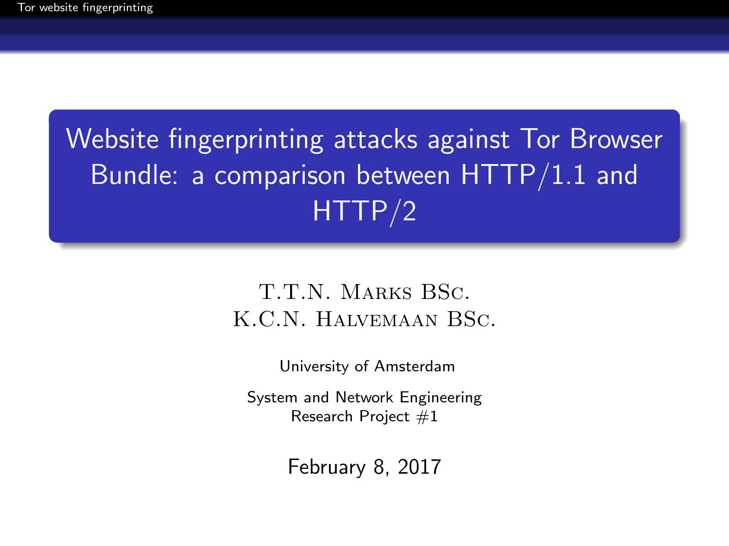# Website fingerprinting attacks against Tor Browser Bundle: a comparison between HTTP/1.1 and HTTP/2

T.T.N. Marks BSc.
K.C.N. Halvemaan BSc.

University of Amsterdam

System and Network Engineering
Research Project #1

February 8, 2017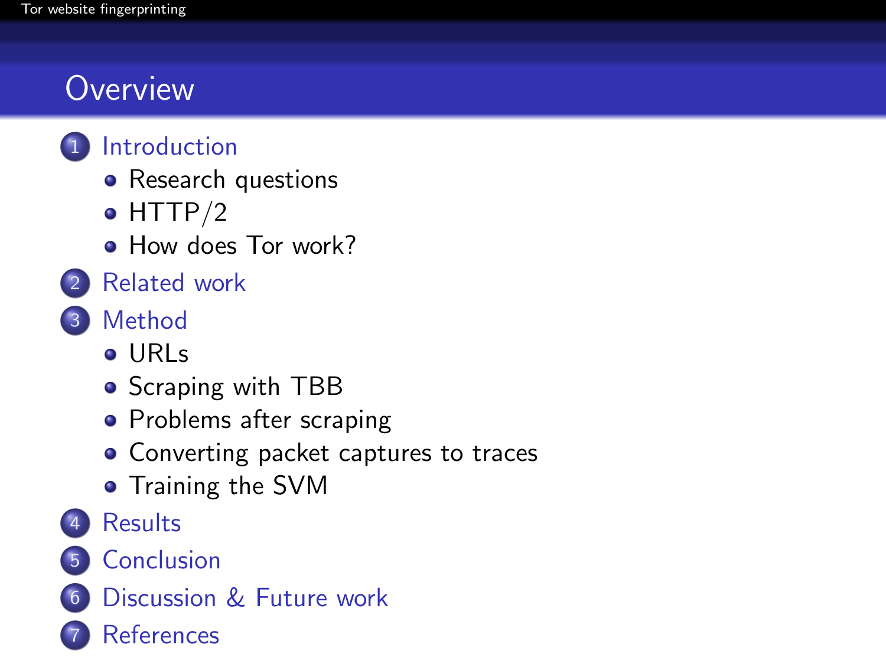# Overview

1. Introduction
   - Research questions
   - HTTP/2
   - How does Tor work?
2. Related work
3. Method
   - URLs
   - Scraping with TBB
   - Problems after scraping
   - Converting packet captures to traces
   - Training the SVM
4. Results
5. Conclusion
6. Discussion & Future work
7. References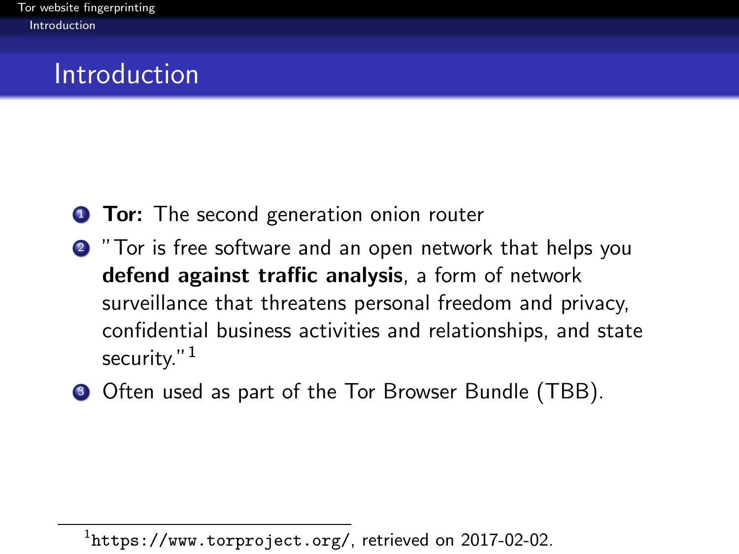# Introduction

1. **Tor:** The second generation onion router
2. "Tor is free software and an open network that helps you **defend against traffic analysis**, a form of network surveillance that threatens personal freedom and privacy, confidential business activities and relationships, and state security."[1]
3. Often used as part of the Tor Browser Bundle (TBB).

[1] `https://www.torproject.org/`, retrieved on 2017-02-02.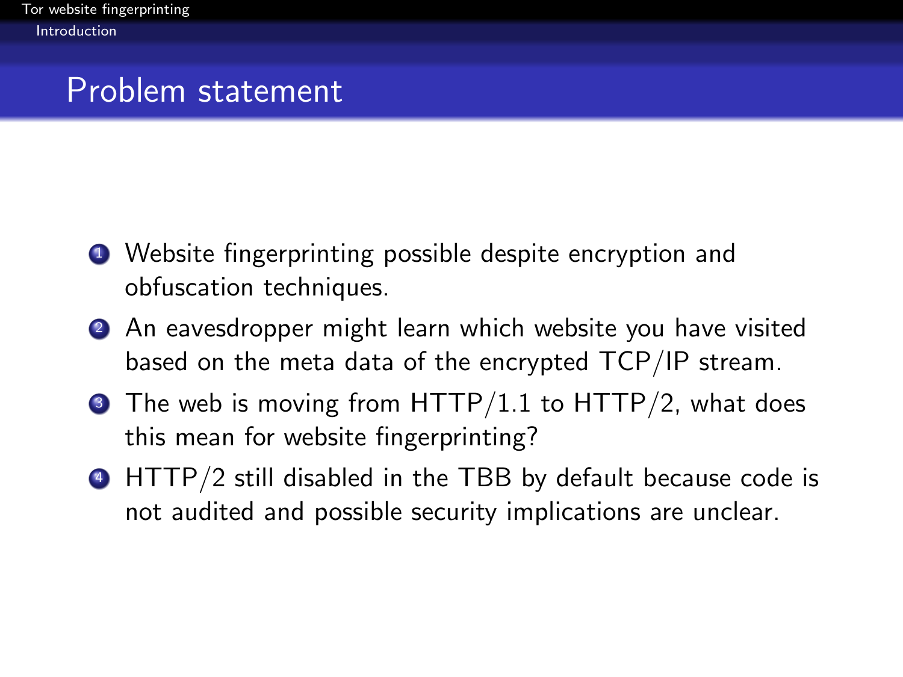## Problem statement

1. Website fingerprinting possible despite encryption and obfuscation techniques.
2. An eavesdropper might learn which website you have visited based on the meta data of the encrypted TCP/IP stream.
3. The web is moving from HTTP/1.1 to HTTP/2, what does this mean for website fingerprinting?
4. HTTP/2 still disabled in the TBB by default because code is not audited and possible security implications are unclear.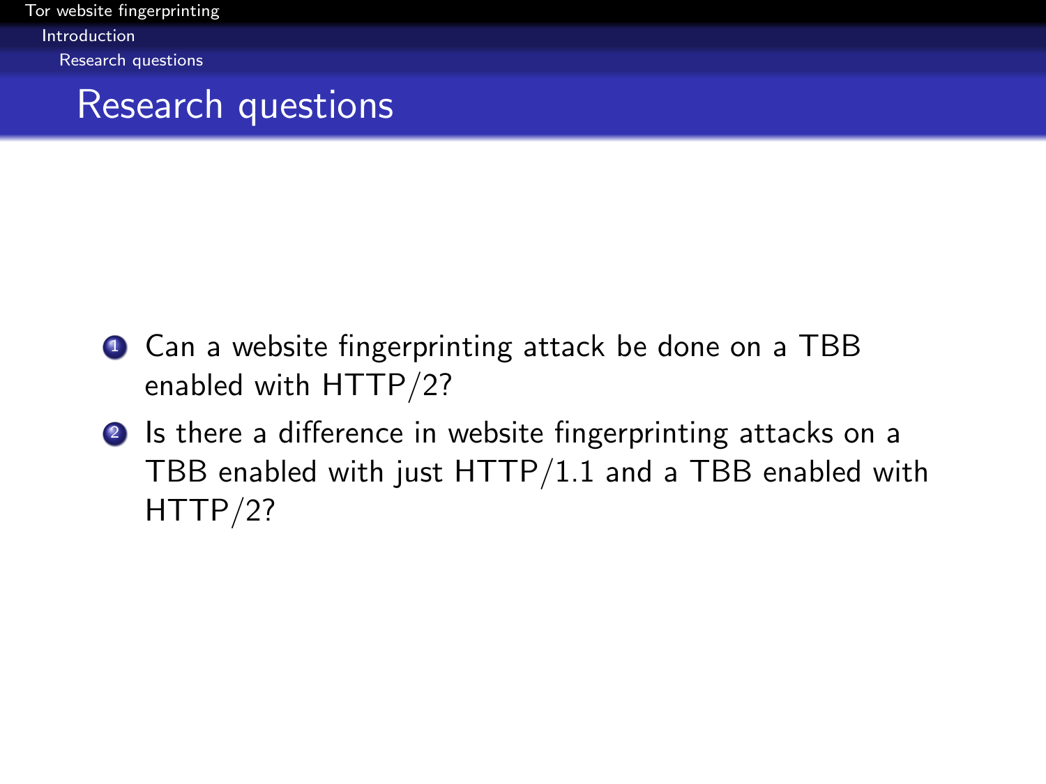# Research questions

1. Can a website fingerprinting attack be done on a TBB enabled with HTTP/2?
2. Is there a difference in website fingerprinting attacks on a TBB enabled with just HTTP/1.1 and a TBB enabled with HTTP/2?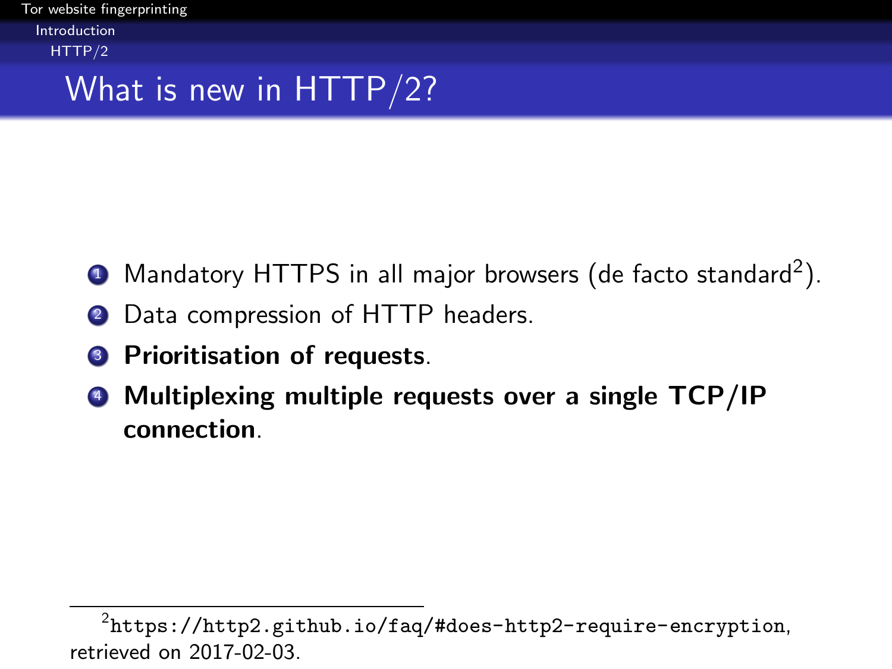# What is new in HTTP/2?

1. Mandatory HTTPS in all major browsers (de facto standard[2]).
2. Data compression of HTTP headers.
3. **Prioritisation of requests**.
4. **Multiplexing multiple requests over a single TCP/IP connection**.

[2] https://http2.github.io/faq/#does-http2-require-encryption, retrieved on 2017-02-03.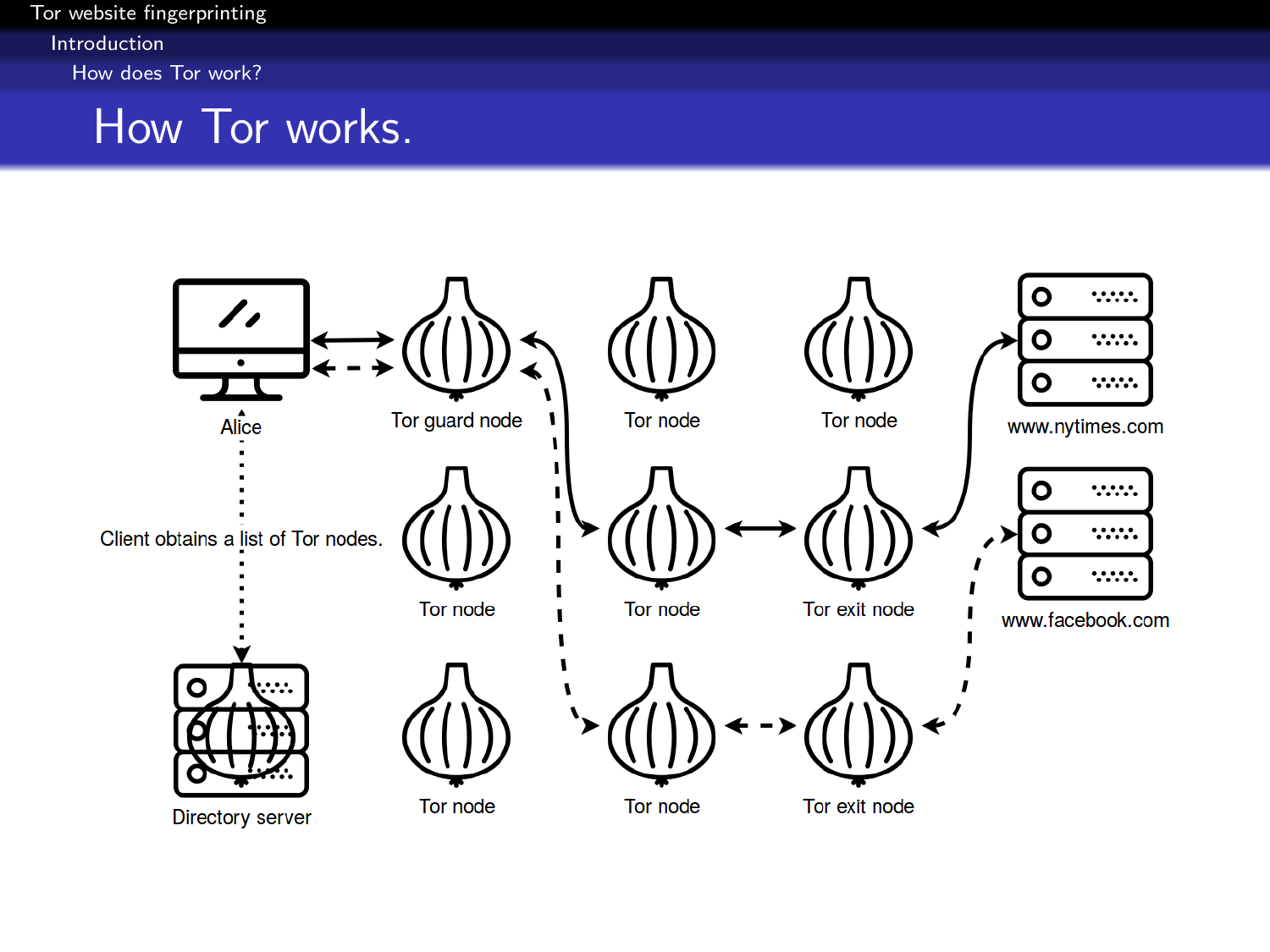# How Tor works.

Alice

Tor guard node

Tor node

Tor node

www.nytimes.com

Client obtains a list of Tor nodes.

Tor node

Tor node

Tor exit node

www.facebook.com

Directory server

Tor node

Tor node

Tor exit node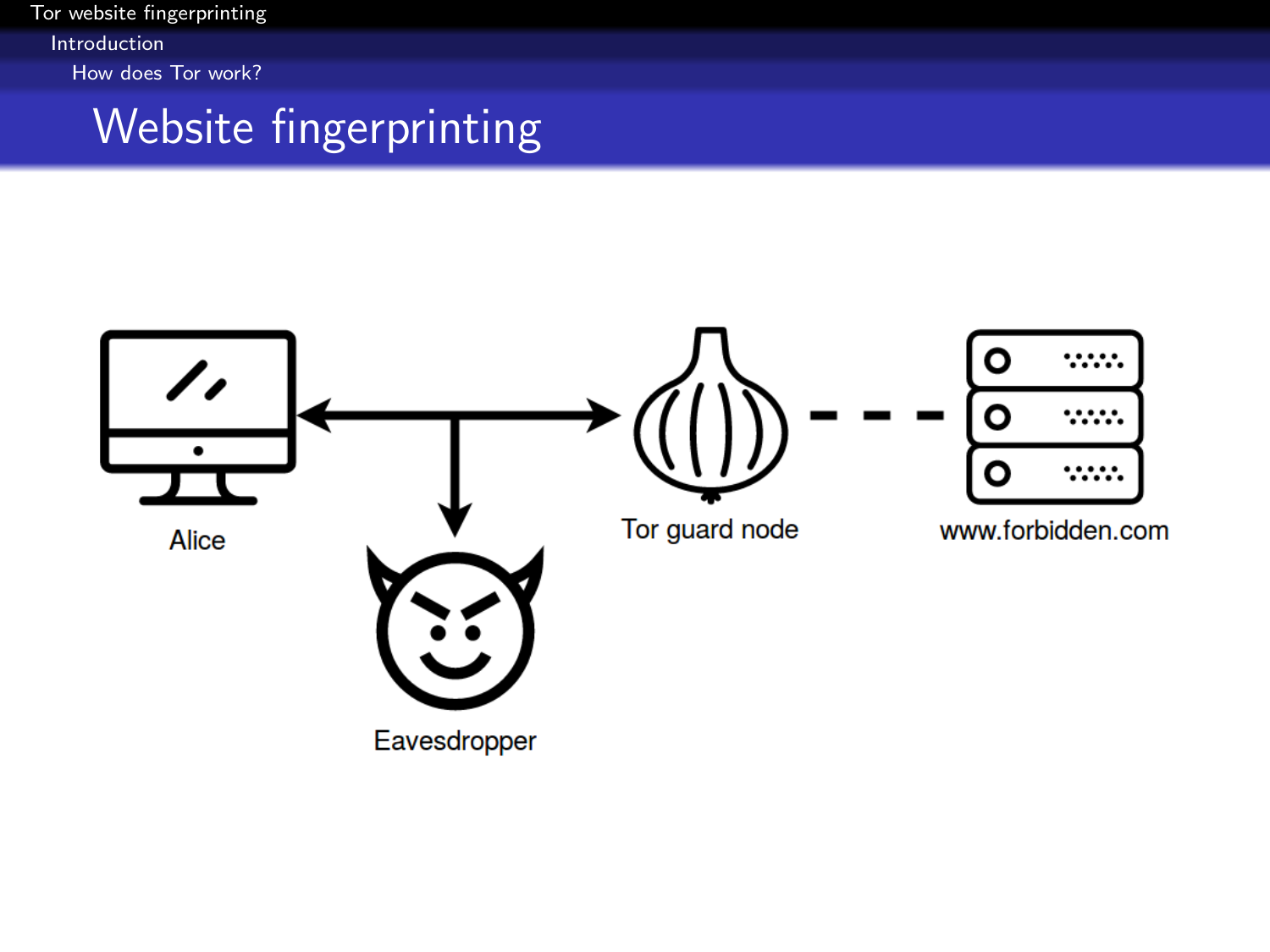# Website fingerprinting

Alice

Eavesdropper

Tor guard node

www.forbidden.com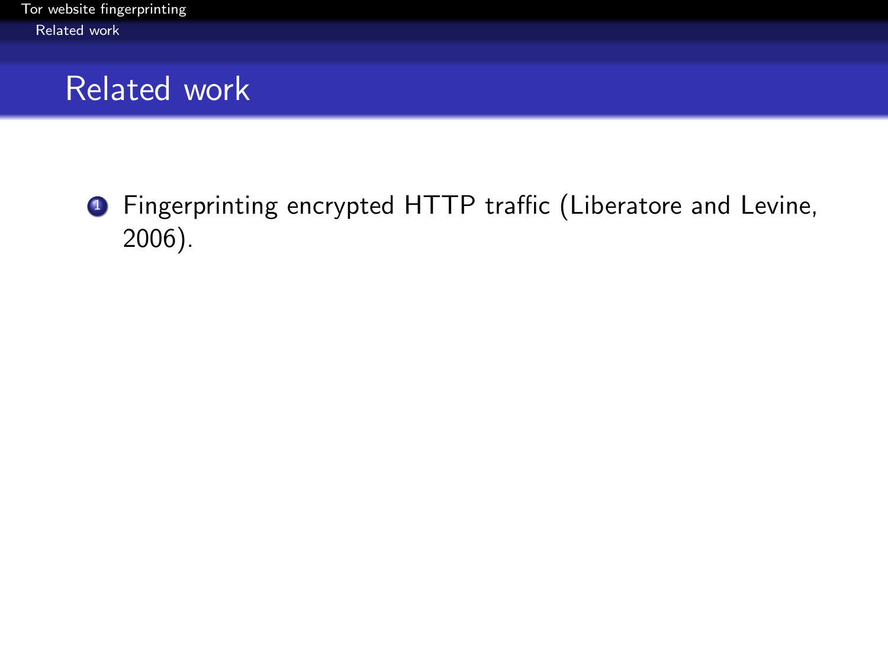# Related work

1. Fingerprinting encrypted HTTP traffic (Liberatore and Levine, 2006).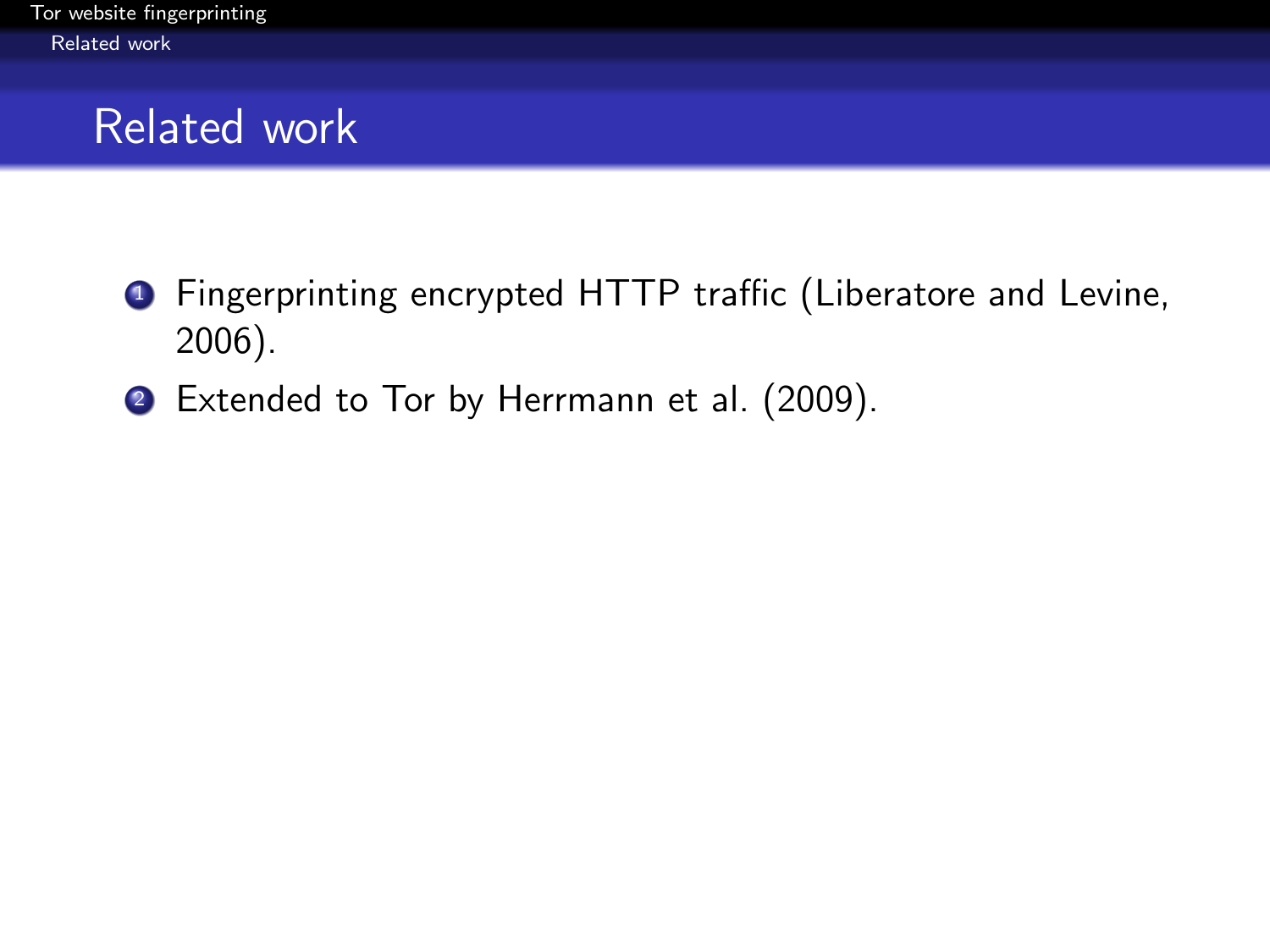# Related work

1. Fingerprinting encrypted HTTP traffic (Liberatore and Levine, 2006).
2. Extended to Tor by Herrmann et al. (2009).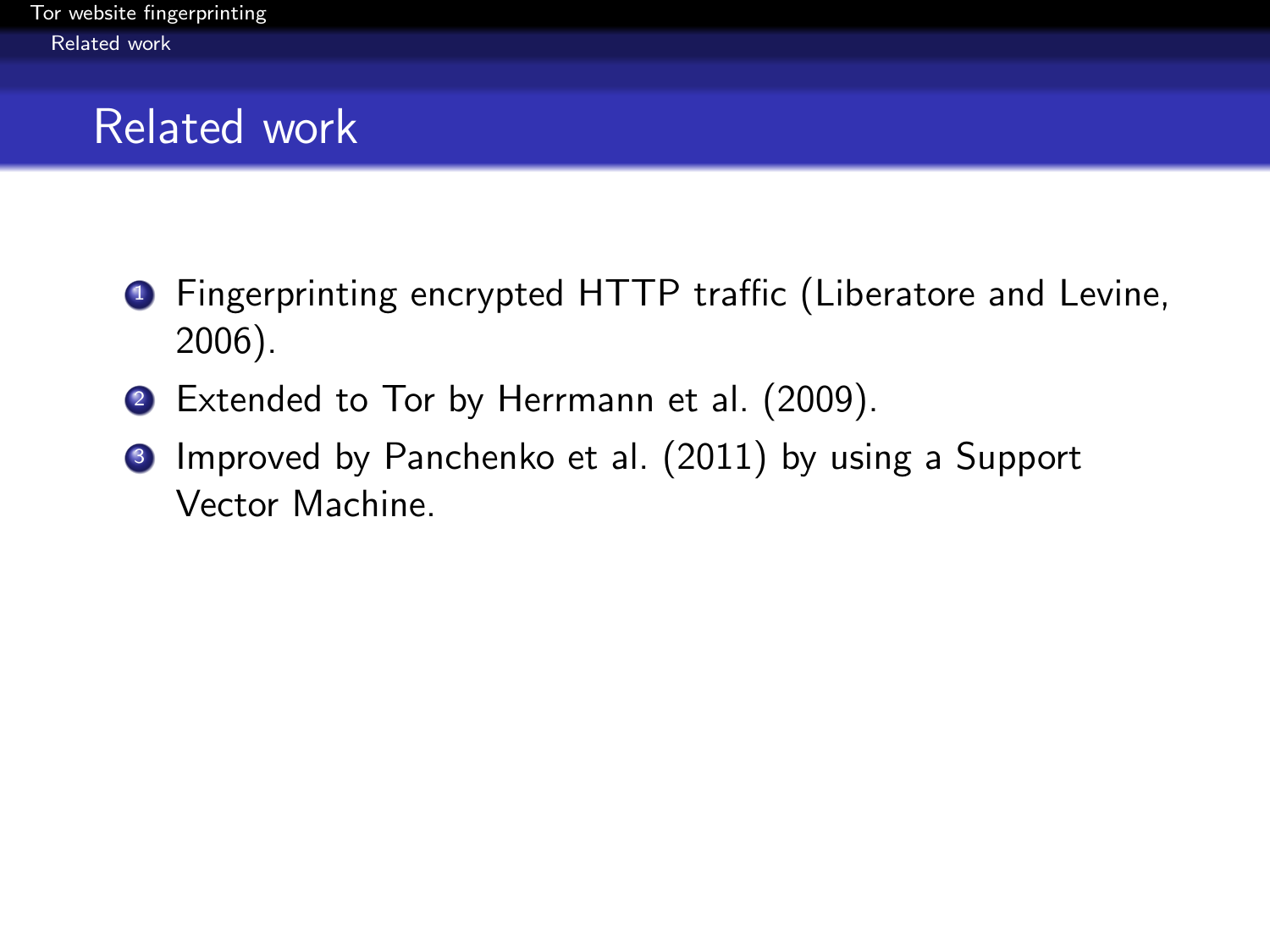# Related work

1. Fingerprinting encrypted HTTP traffic (Liberatore and Levine, 2006).
2. Extended to Tor by Herrmann et al. (2009).
3. Improved by Panchenko et al. (2011) by using a Support Vector Machine.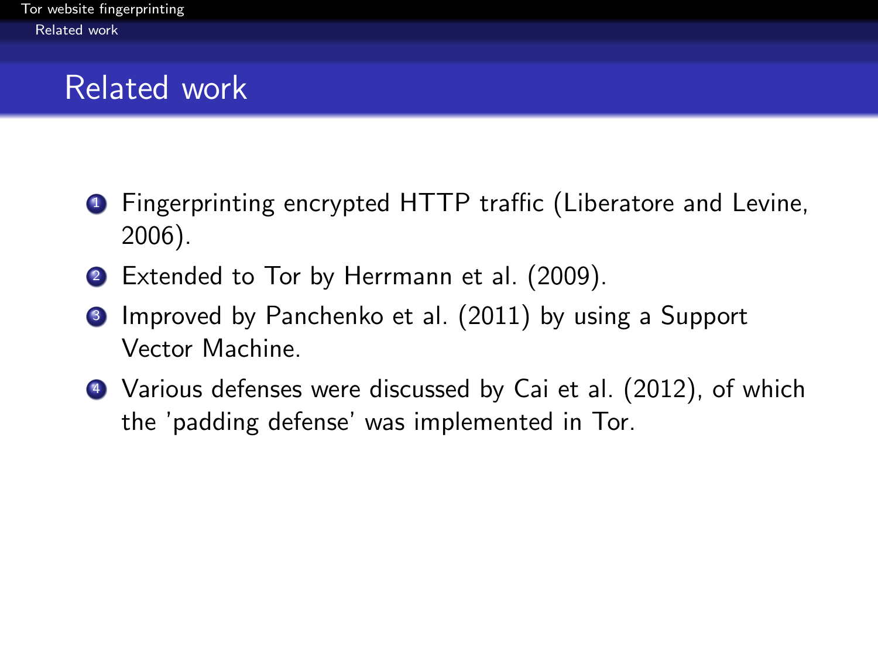# Related work

1. Fingerprinting encrypted HTTP traffic (Liberatore and Levine, 2006).
2. Extended to Tor by Herrmann et al. (2009).
3. Improved by Panchenko et al. (2011) by using a Support Vector Machine.
4. Various defenses were discussed by Cai et al. (2012), of which the 'padding defense' was implemented in Tor.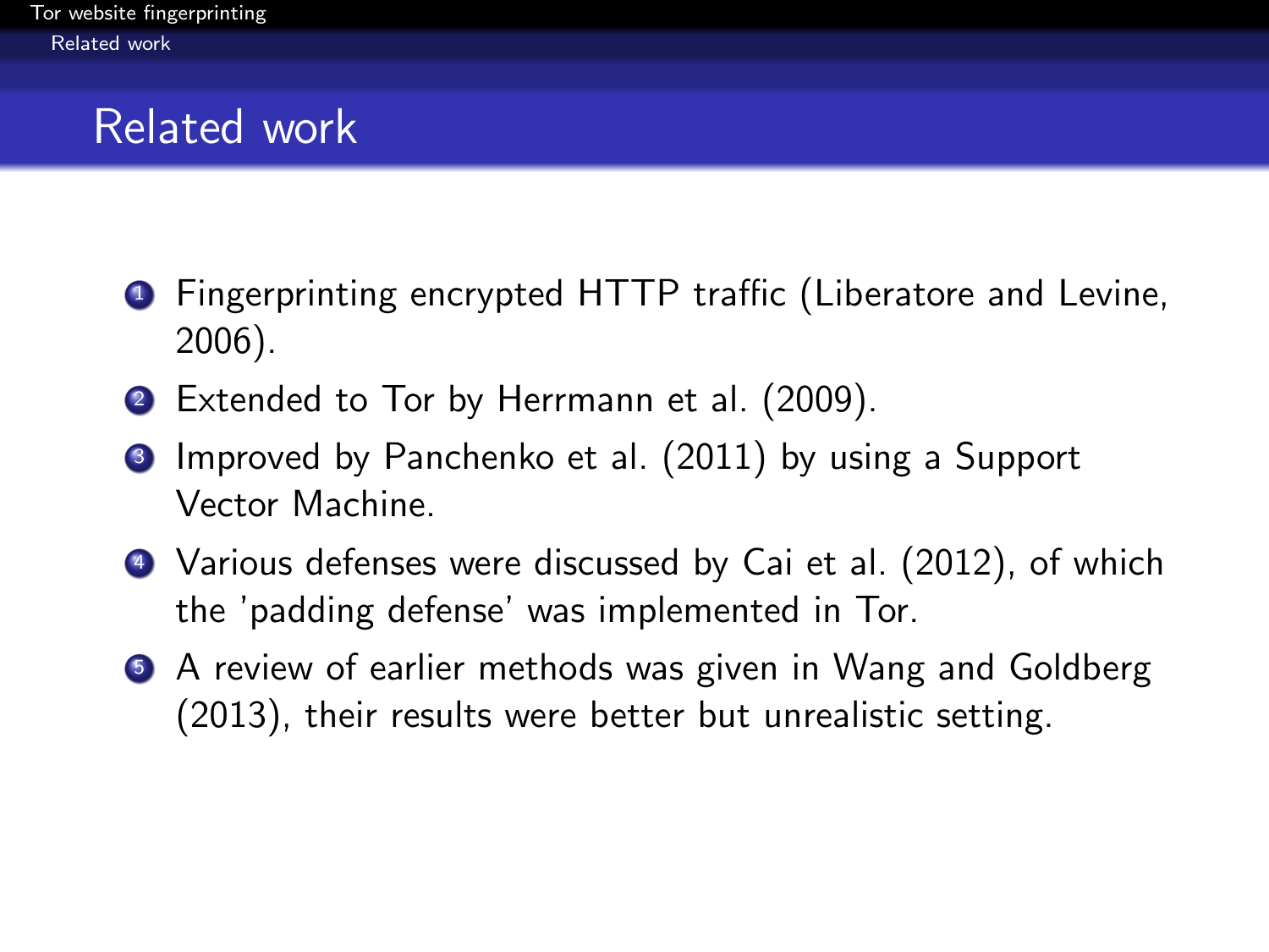## Related work

1. Fingerprinting encrypted HTTP traffic (Liberatore and Levine, 2006).
2. Extended to Tor by Herrmann et al. (2009).
3. Improved by Panchenko et al. (2011) by using a Support Vector Machine.
4. Various defenses were discussed by Cai et al. (2012), of which the 'padding defense' was implemented in Tor.
5. A review of earlier methods was given in Wang and Goldberg (2013), their results were better but unrealistic setting.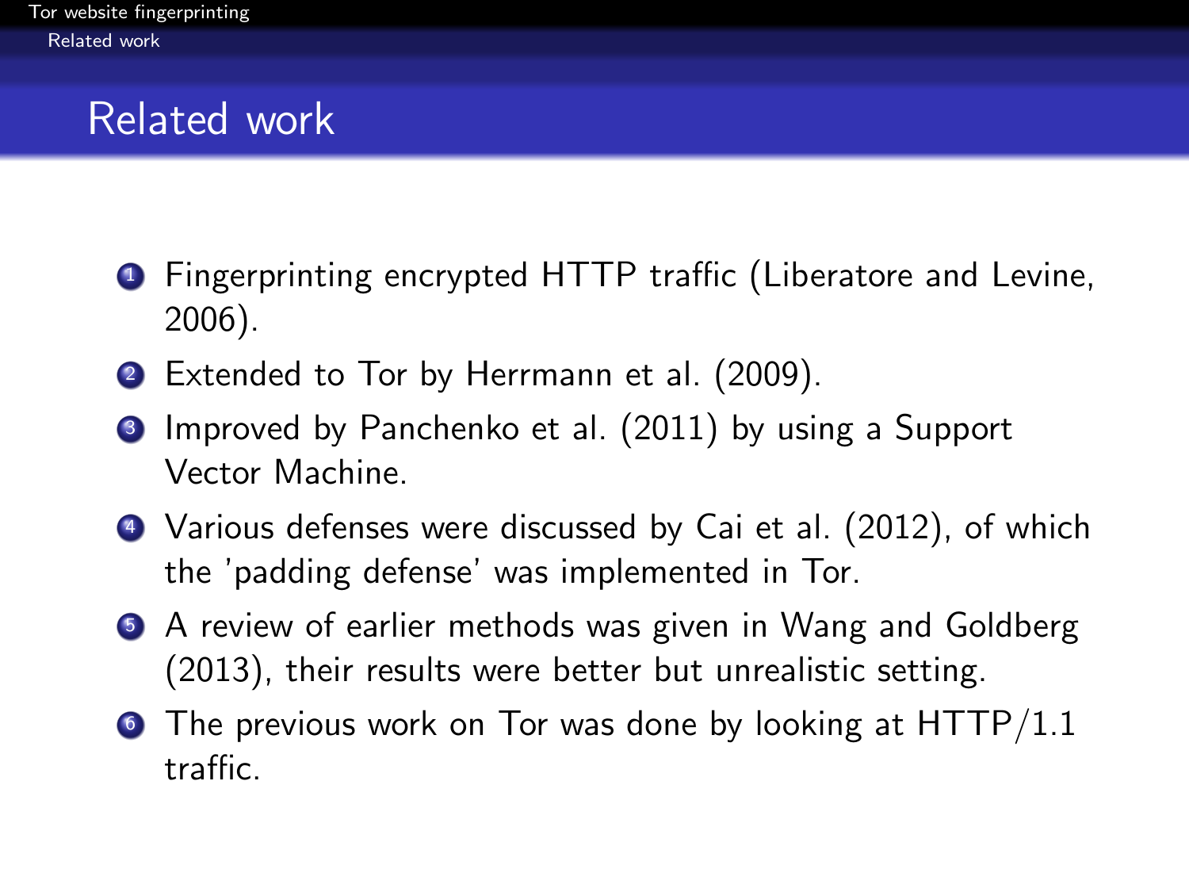# Related work

1. Fingerprinting encrypted HTTP traffic (Liberatore and Levine, 2006).
2. Extended to Tor by Herrmann et al. (2009).
3. Improved by Panchenko et al. (2011) by using a Support Vector Machine.
4. Various defenses were discussed by Cai et al. (2012), of which the 'padding defense' was implemented in Tor.
5. A review of earlier methods was given in Wang and Goldberg (2013), their results were better but unrealistic setting.
6. The previous work on Tor was done by looking at HTTP/1.1 traffic.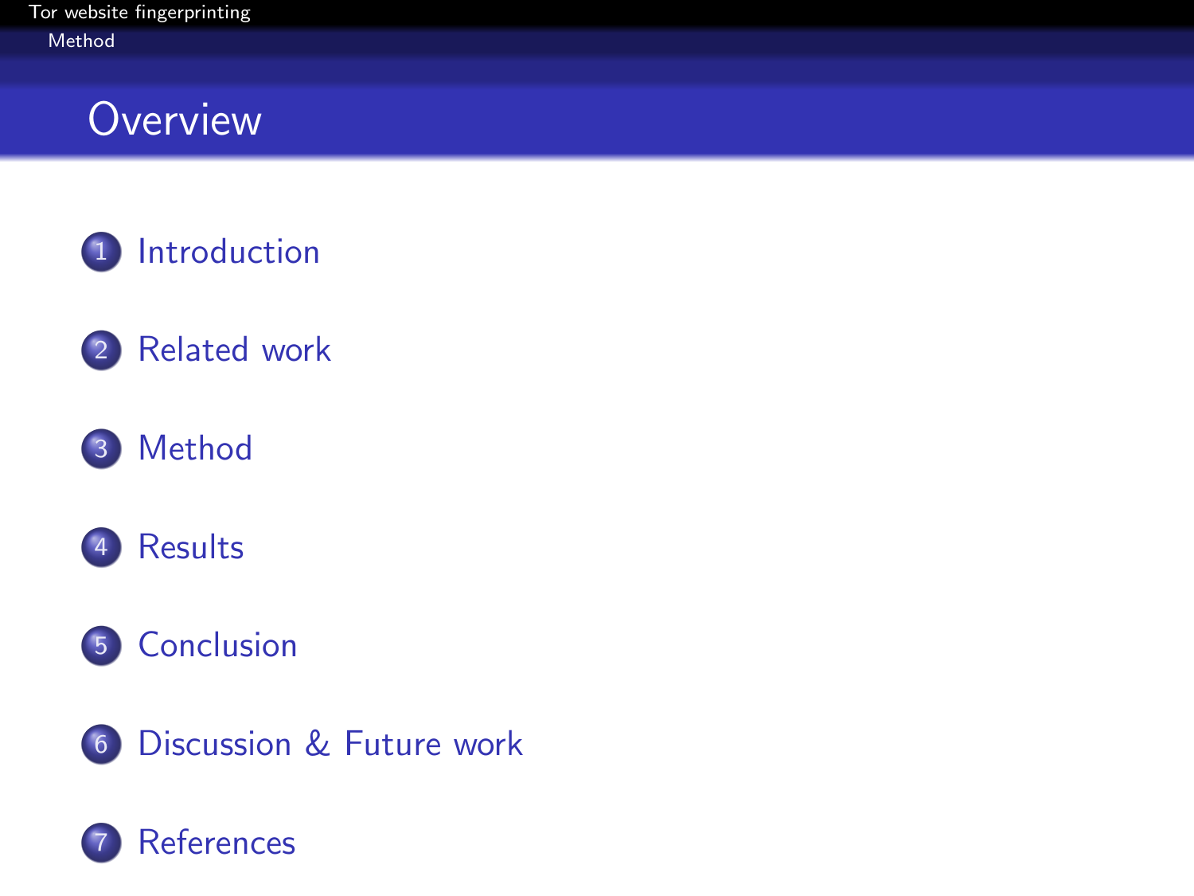# Overview

1. Introduction
2. Related work
3. Method
4. Results
5. Conclusion
6. Discussion & Future work
7. References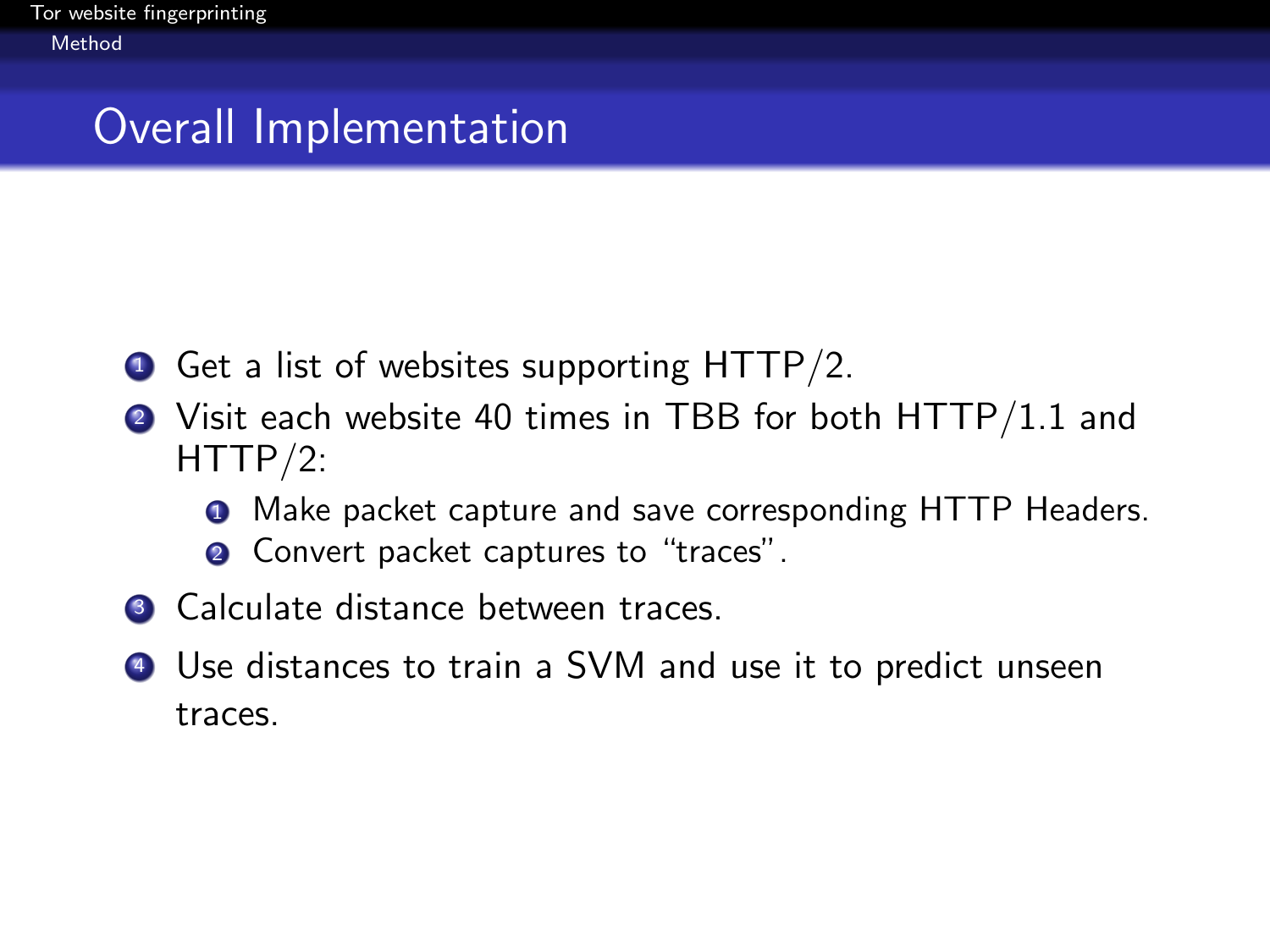# Overall Implementation

1. Get a list of websites supporting HTTP/2.
2. Visit each website 40 times in TBB for both HTTP/1.1 and HTTP/2:
   1. Make packet capture and save corresponding HTTP Headers.
   2. Convert packet captures to “traces”.
3. Calculate distance between traces.
4. Use distances to train a SVM and use it to predict unseen traces.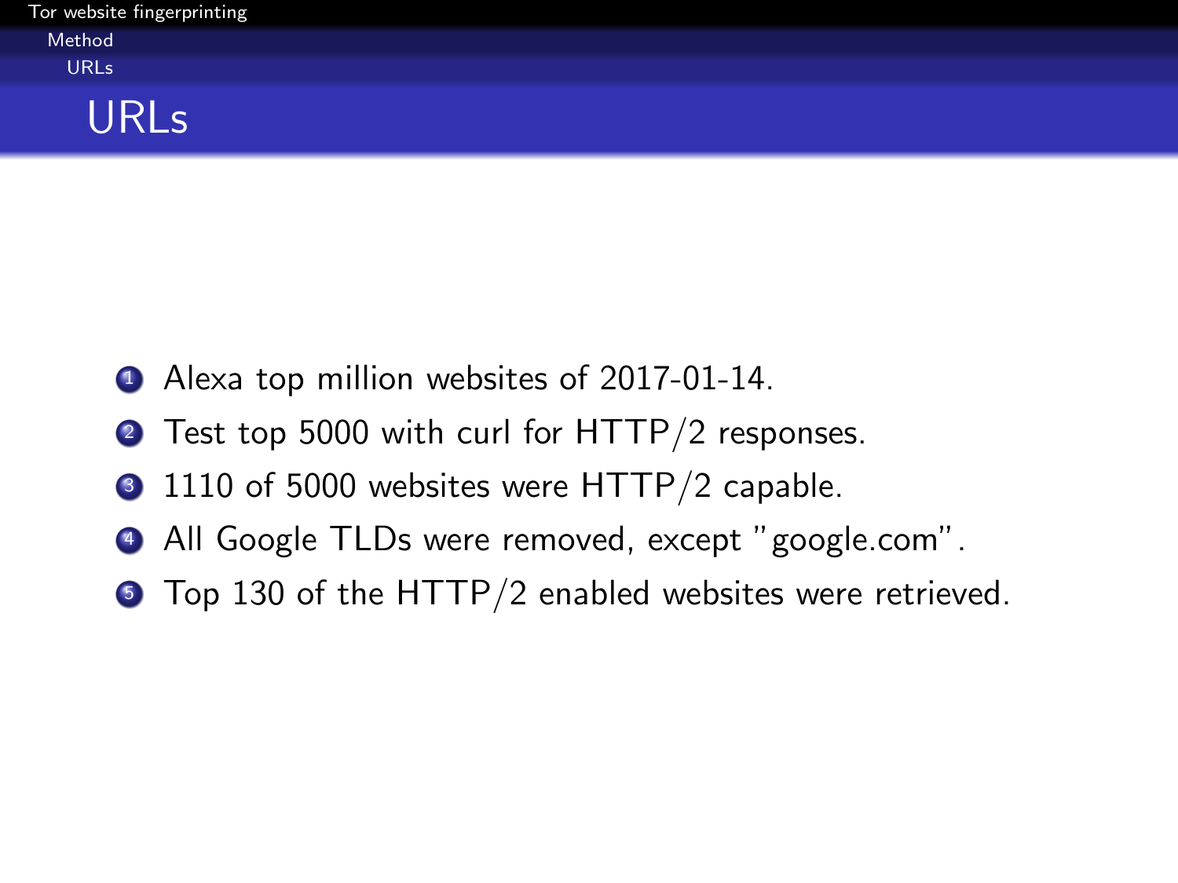# URLs

1. Alexa top million websites of 2017-01-14.
2. Test top 5000 with curl for HTTP/2 responses.
3. 1110 of 5000 websites were HTTP/2 capable.
4. All Google TLDs were removed, except "google.com".
5. Top 130 of the HTTP/2 enabled websites were retrieved.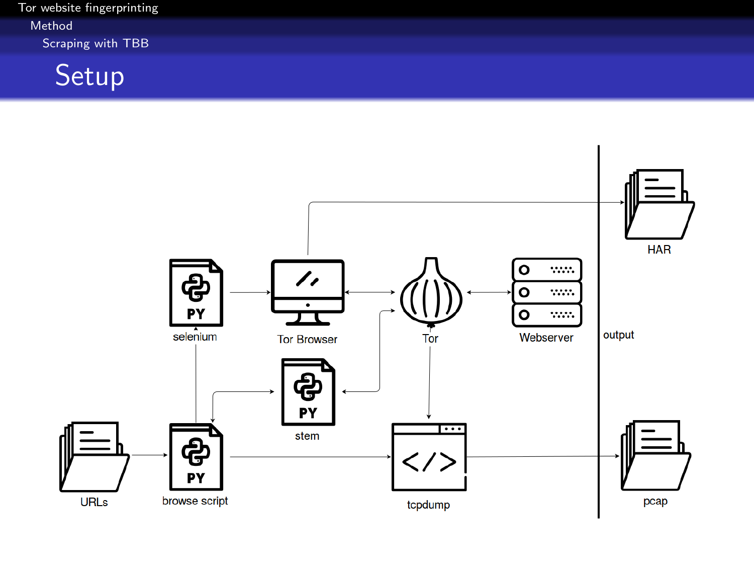# Setup

URLs

browse script

selenium

Tor Browser

stem

Tor

Webserver

tcpdump

output

HAR

pcap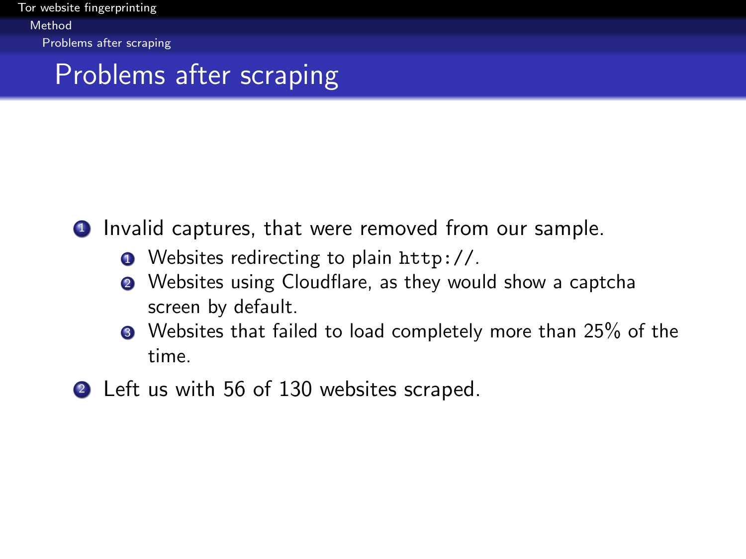# Problems after scraping

1. Invalid captures, that were removed from our sample.
   1. Websites redirecting to plain `http://`.
   2. Websites using Cloudflare, as they would show a captcha screen by default.
   3. Websites that failed to load completely more than 25% of the time.
2. Left us with 56 of 130 websites scraped.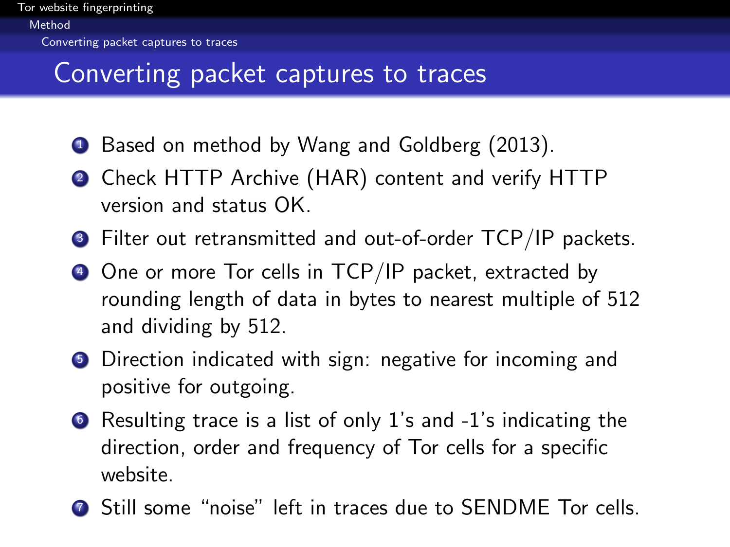# Converting packet captures to traces

1. Based on method by Wang and Goldberg (2013).
2. Check HTTP Archive (HAR) content and verify HTTP version and status OK.
3. Filter out retransmitted and out-of-order TCP/IP packets.
4. One or more Tor cells in TCP/IP packet, extracted by rounding length of data in bytes to nearest multiple of 512 and dividing by 512.
5. Direction indicated with sign: negative for incoming and positive for outgoing.
6. Resulting trace is a list of only 1's and -1's indicating the direction, order and frequency of Tor cells for a specific website.
7. Still some "noise" left in traces due to SENDME Tor cells.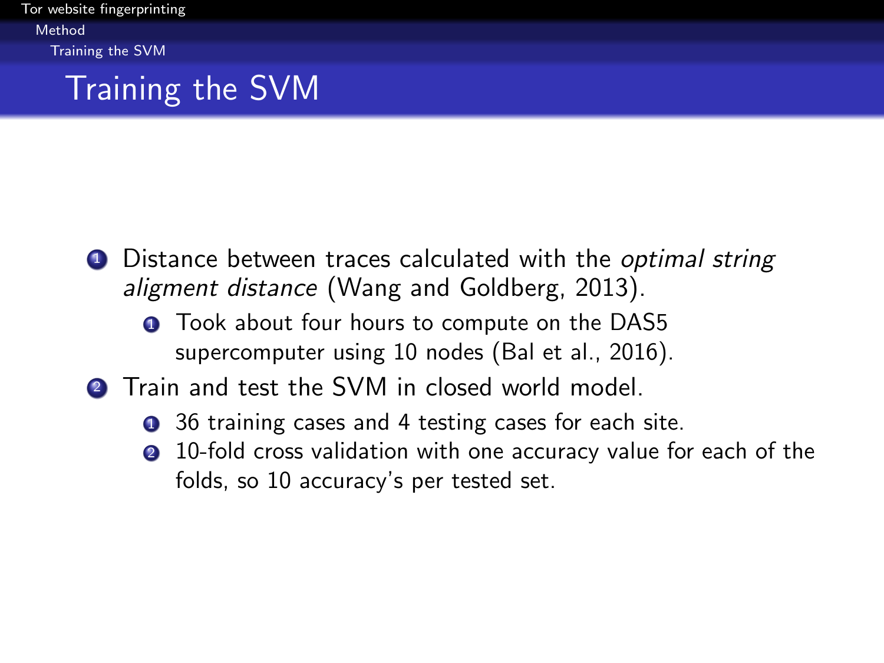# Training the SVM

1. Distance between traces calculated with the *optimal string aligment distance* (Wang and Goldberg, 2013).
   1. Took about four hours to compute on the DAS5 supercomputer using 10 nodes (Bal et al., 2016).
2. Train and test the SVM in closed world model.
   1. 36 training cases and 4 testing cases for each site.
   2. 10-fold cross validation with one accuracy value for each of the folds, so 10 accuracy's per tested set.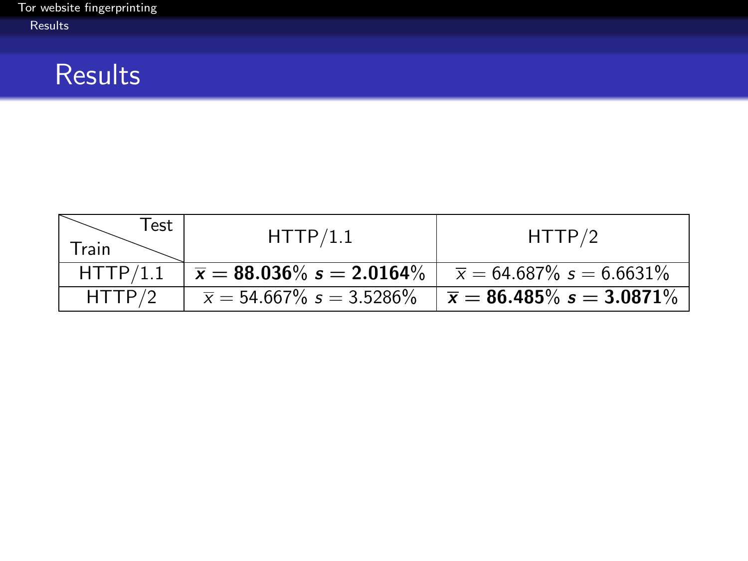# Results

| Train \ Test | HTTP/1.1 | HTTP/2 |
|---|---|---|
| HTTP/1.1 | $\overline{\boldsymbol{x}} = \mathbf{88.036\%}$ $\boldsymbol{s} = \mathbf{2.0164\%}$ | $\overline{x} = 64.687\%$ $s = 6.6631\%$ |
| HTTP/2 | $\overline{x} = 54.667\%$ $s = 3.5286\%$ | $\overline{\boldsymbol{x}} = \mathbf{86.485\%}$ $\boldsymbol{s} = \mathbf{3.0871\%}$ |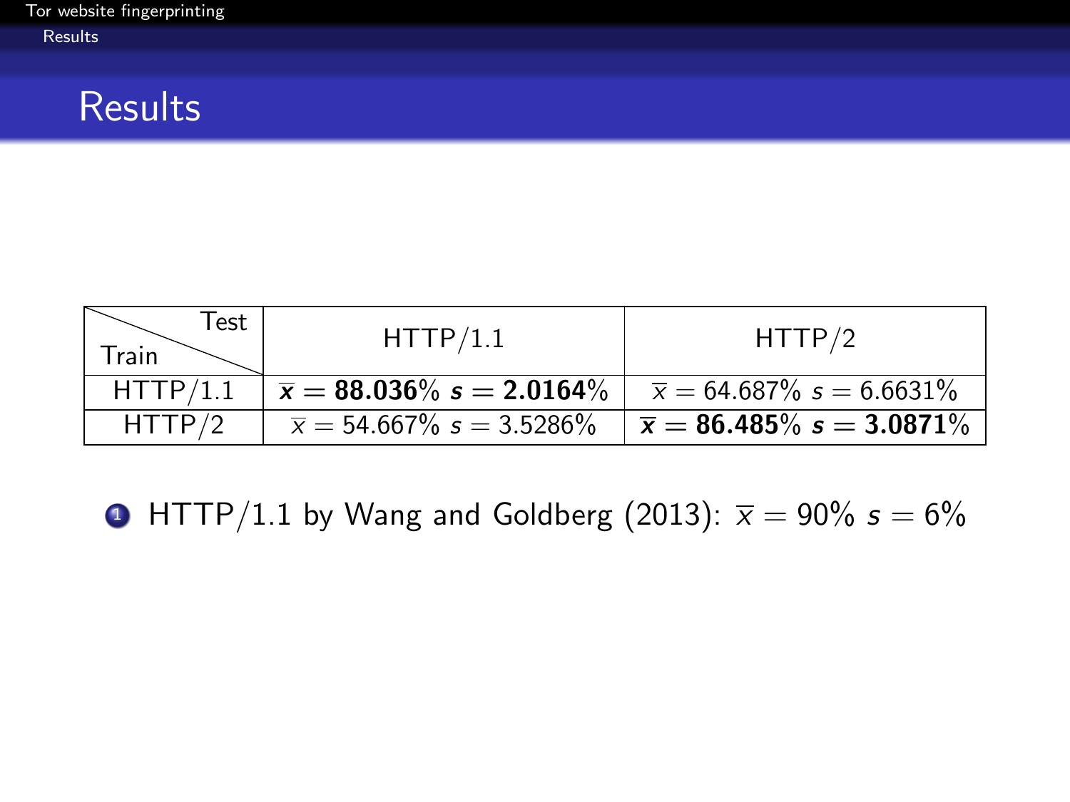# Results

| Train \ Test | HTTP/1.1 | HTTP/2 |
|---|---|---|
| HTTP/1.1 | $\mathbf{\bar{x} = 88.036\%}$ $\mathbf{s = 2.0164\%}$ | $\bar{x} = 64.687\%$ $s = 6.6631\%$ |
| HTTP/2 | $\bar{x} = 54.667\%$ $s = 3.5286\%$ | $\mathbf{\bar{x} = 86.485\%}$ $\mathbf{s = 3.0871\%}$ |

1. HTTP/1.1 by Wang and Goldberg (2013): $\bar{x} = 90\%$ $s = 6\%$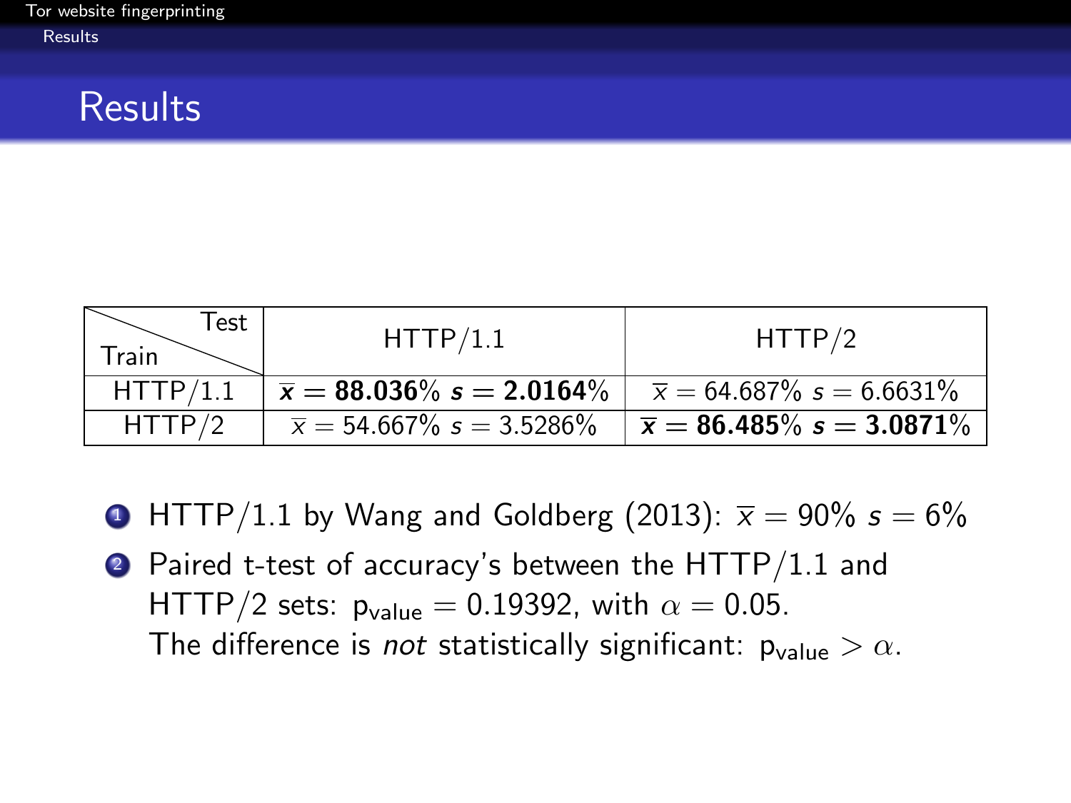# Results

| Train \ Test | HTTP/1.1 | HTTP/2 |
|---|---|---|
| HTTP/1.1 | $\overline{x} = \mathbf{88.036\%}$ $s = \mathbf{2.0164\%}$ | $\overline{x} = 64.687\%$ $s = 6.6631\%$ |
| HTTP/2 | $\overline{x} = 54.667\%$ $s = 3.5286\%$ | $\overline{x} = \mathbf{86.485\%}$ $s = \mathbf{3.0871\%}$ |

1. HTTP/1.1 by Wang and Goldberg (2013): $\overline{x} = 90\%$ $s = 6\%$
2. Paired t-test of accuracy's between the HTTP/1.1 and HTTP/2 sets: $p_{value} = 0.19392$, with $\alpha = 0.05$.
   The difference is *not* statistically significant: $p_{value} > \alpha$.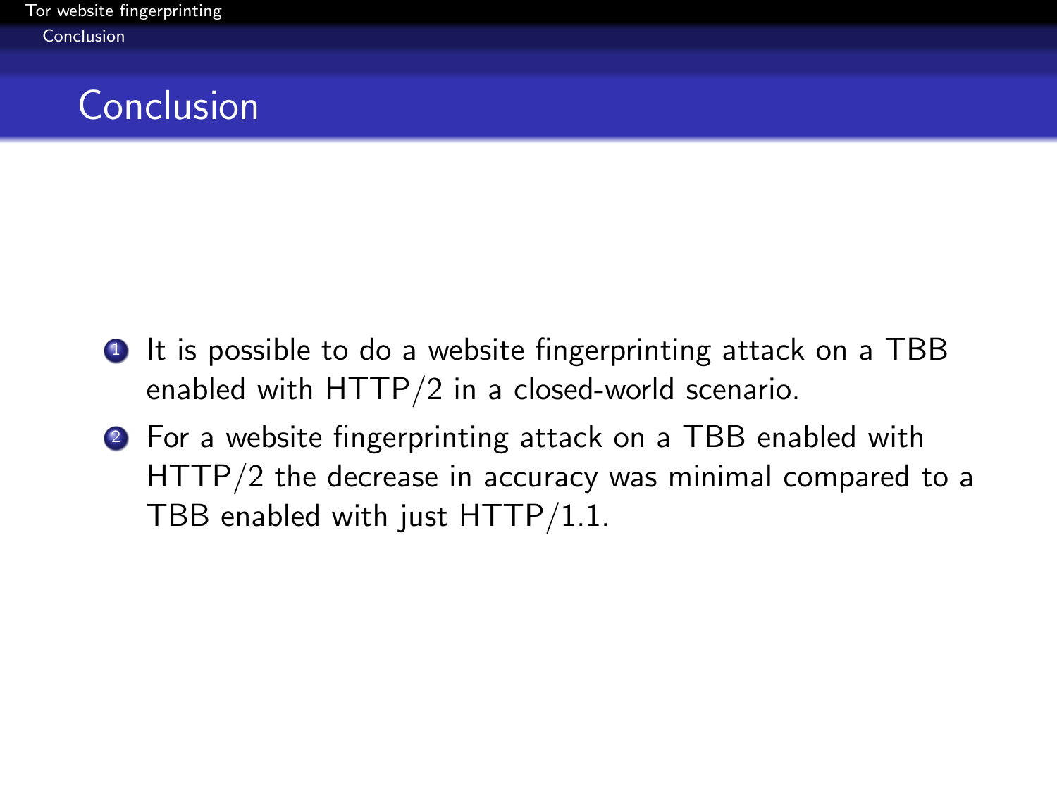# Conclusion

1. It is possible to do a website fingerprinting attack on a TBB enabled with HTTP/2 in a closed-world scenario.
2. For a website fingerprinting attack on a TBB enabled with HTTP/2 the decrease in accuracy was minimal compared to a TBB enabled with just HTTP/1.1.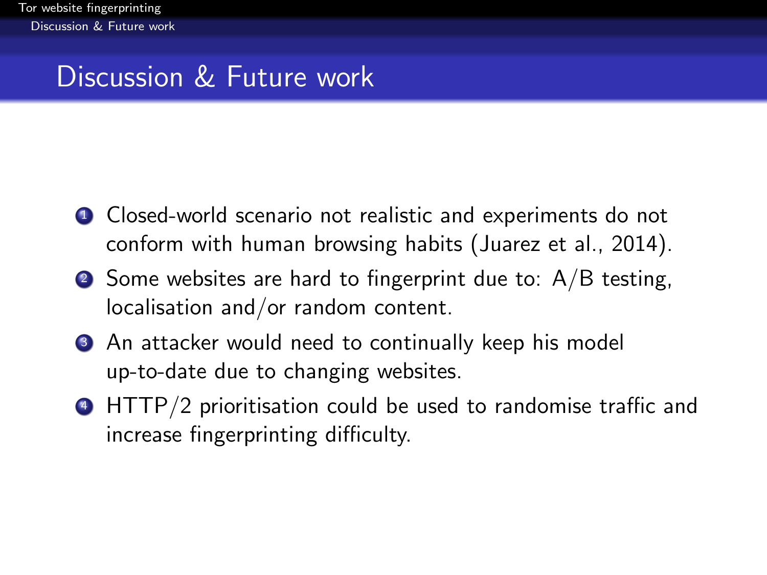## Discussion & Future work

1. Closed-world scenario not realistic and experiments do not conform with human browsing habits (Juarez et al., 2014).
2. Some websites are hard to fingerprint due to: A/B testing, localisation and/or random content.
3. An attacker would need to continually keep his model up-to-date due to changing websites.
4. HTTP/2 prioritisation could be used to randomise traffic and increase fingerprinting difficulty.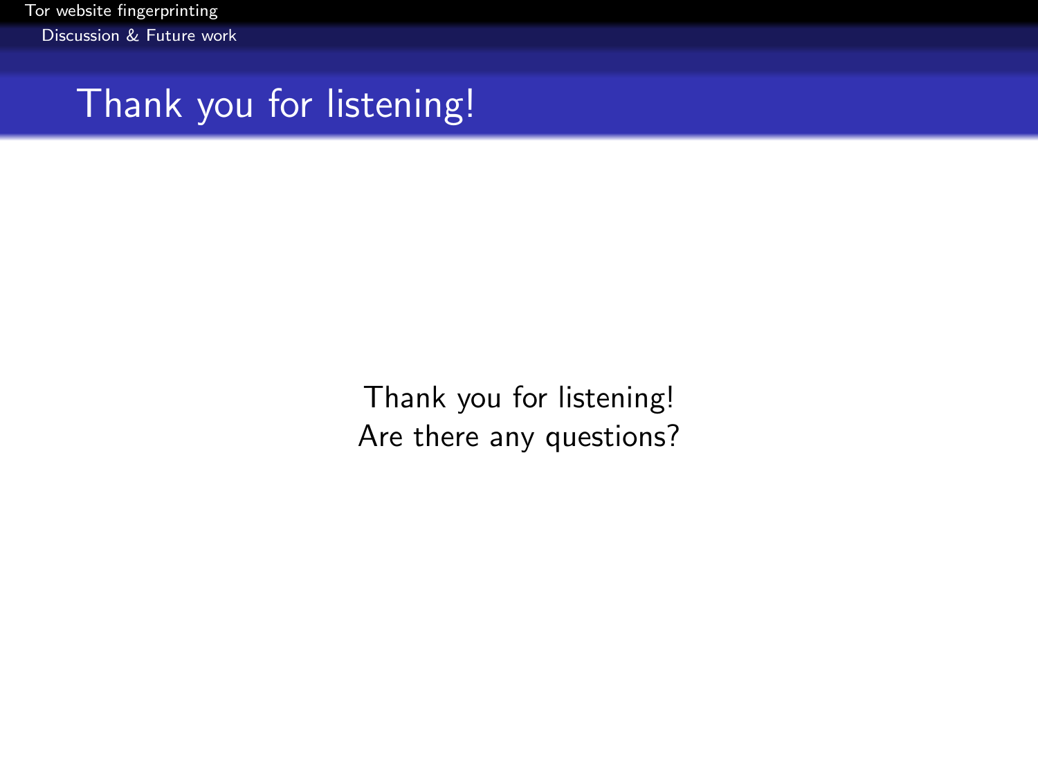# Thank you for listening!

Thank you for listening!
Are there any questions?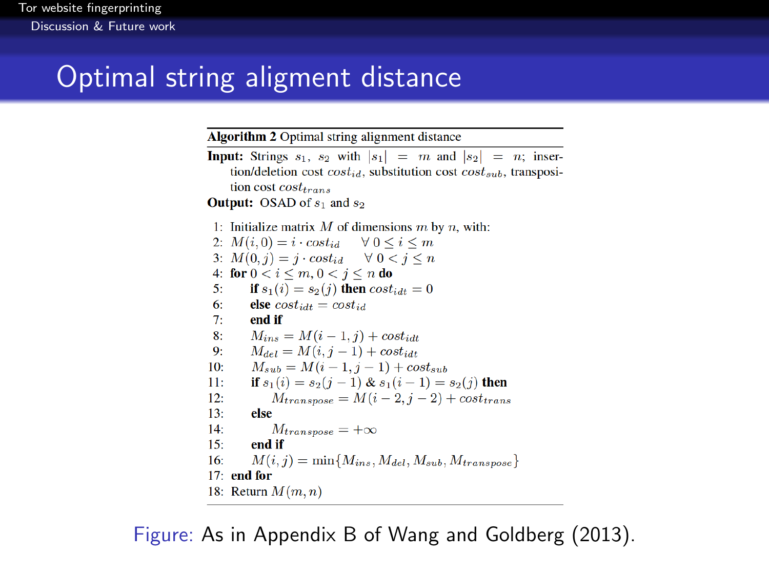# Optimal string aligment distance

**Algorithm 2** Optimal string alignment distance

**Input:** Strings $s_1$, $s_2$ with $|s_1| = m$ and $|s_2| = n$; insertion/deletion cost $cost_{id}$, substitution cost $cost_{sub}$, transposition cost $cost_{trans}$

**Output:** OSAD of $s_1$ and $s_2$

```
1:  Initialize matrix M of dimensions m by n, with:
2:  M(i,0) = i · cost_id      ∀ 0 ≤ i ≤ m
3:  M(0,j) = j · cost_id      ∀ 0 < j ≤ n
4:  for 0 < i ≤ m, 0 < j ≤ n do
5:      if s1(i) = s2(j) then cost_idt = 0
6:      else cost_idt = cost_id
7:      end if
8:      M_ins = M(i − 1, j) + cost_idt
9:      M_del = M(i, j − 1) + cost_idt
10:     M_sub = M(i − 1, j − 1) + cost_sub
11:     if s1(i) = s2(j − 1) & s1(i − 1) = s2(j) then
12:         M_transpose = M(i − 2, j − 2) + cost_trans
13:     else
14:         M_transpose = +∞
15:     end if
16:     M(i, j) = min{M_ins, M_del, M_sub, M_transpose}
17: end for
18: Return M(m, n)
```

Figure: As in Appendix B of Wang and Goldberg (2013).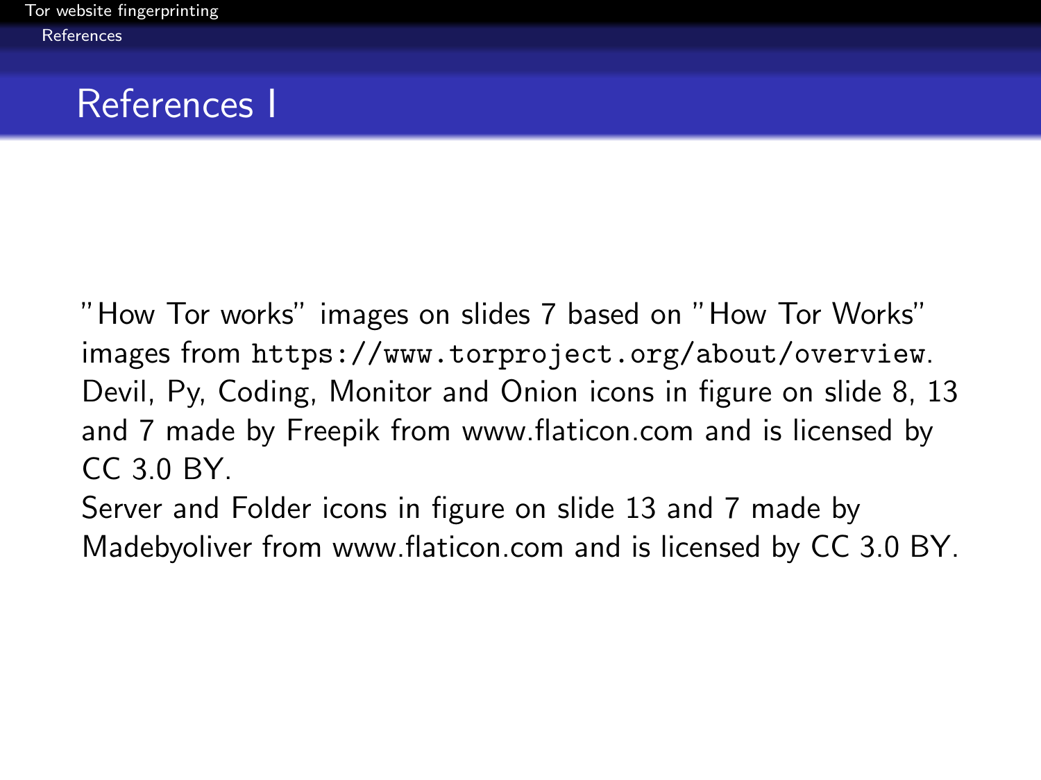# References I

"How Tor works" images on slides 7 based on "How Tor Works" images from `https://www.torproject.org/about/overview`. Devil, Py, Coding, Monitor and Onion icons in figure on slide 8, 13 and 7 made by Freepik from www.flaticon.com and is licensed by CC 3.0 BY.
Server and Folder icons in figure on slide 13 and 7 made by Madebyoliver from www.flaticon.com and is licensed by CC 3.0 BY.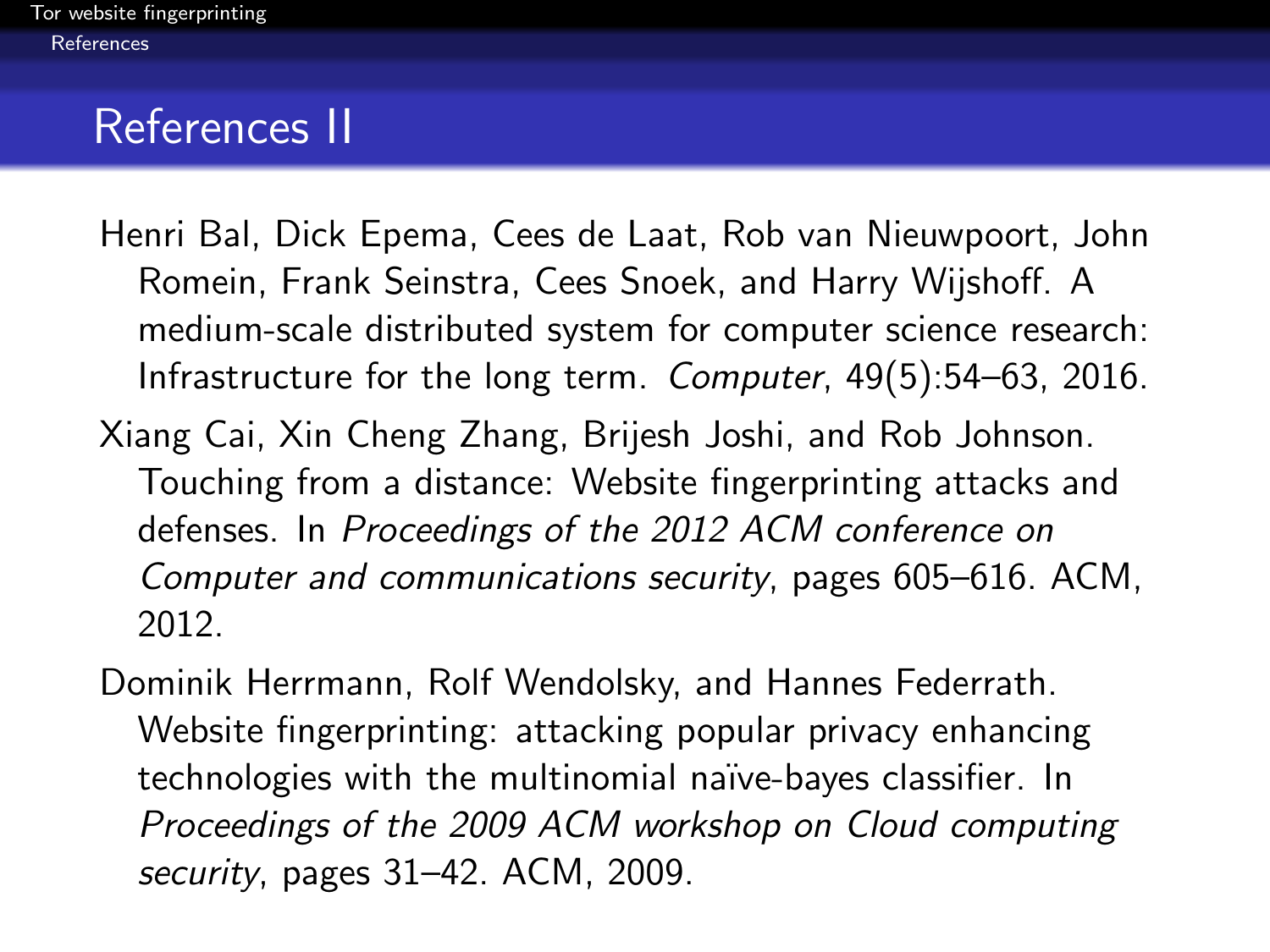# References II

Henri Bal, Dick Epema, Cees de Laat, Rob van Nieuwpoort, John Romein, Frank Seinstra, Cees Snoek, and Harry Wijshoff. A medium-scale distributed system for computer science research: Infrastructure for the long term. *Computer*, 49(5):54–63, 2016.

Xiang Cai, Xin Cheng Zhang, Brijesh Joshi, and Rob Johnson. Touching from a distance: Website fingerprinting attacks and defenses. In *Proceedings of the 2012 ACM conference on Computer and communications security*, pages 605–616. ACM, 2012.

Dominik Herrmann, Rolf Wendolsky, and Hannes Federrath. Website fingerprinting: attacking popular privacy enhancing technologies with the multinomial naïve-bayes classifier. In *Proceedings of the 2009 ACM workshop on Cloud computing security*, pages 31–42. ACM, 2009.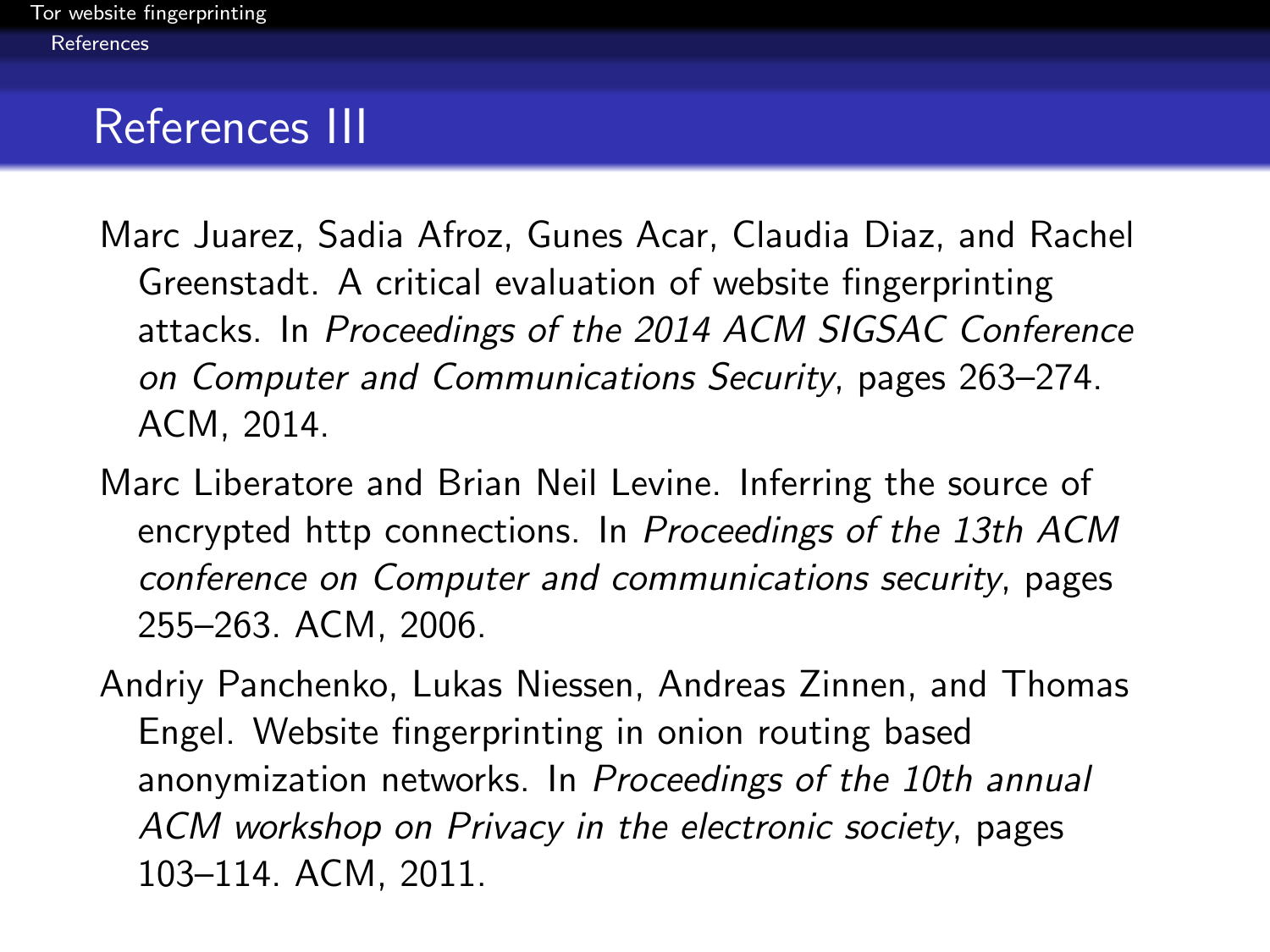## References III

Marc Juarez, Sadia Afroz, Gunes Acar, Claudia Diaz, and Rachel Greenstadt. A critical evaluation of website fingerprinting attacks. In *Proceedings of the 2014 ACM SIGSAC Conference on Computer and Communications Security*, pages 263–274. ACM, 2014.

Marc Liberatore and Brian Neil Levine. Inferring the source of encrypted http connections. In *Proceedings of the 13th ACM conference on Computer and communications security*, pages 255–263. ACM, 2006.

Andriy Panchenko, Lukas Niessen, Andreas Zinnen, and Thomas Engel. Website fingerprinting in onion routing based anonymization networks. In *Proceedings of the 10th annual ACM workshop on Privacy in the electronic society*, pages 103–114. ACM, 2011.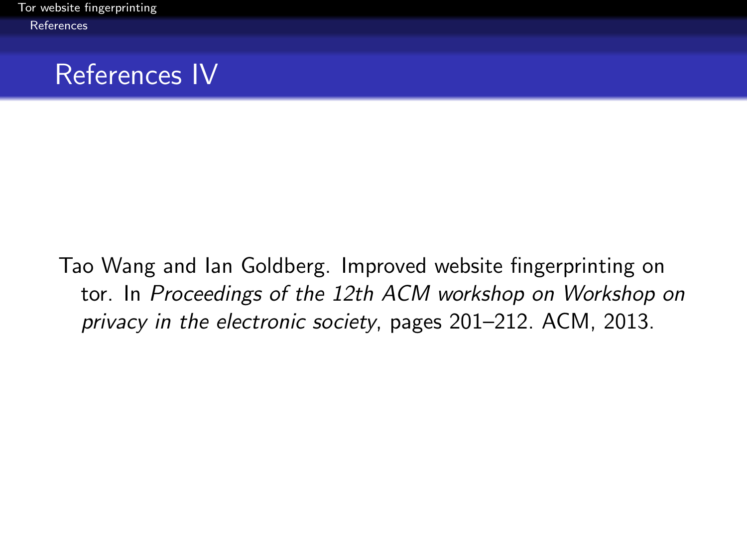# References IV

Tao Wang and Ian Goldberg. Improved website fingerprinting on tor. In *Proceedings of the 12th ACM workshop on Workshop on privacy in the electronic society*, pages 201–212. ACM, 2013.